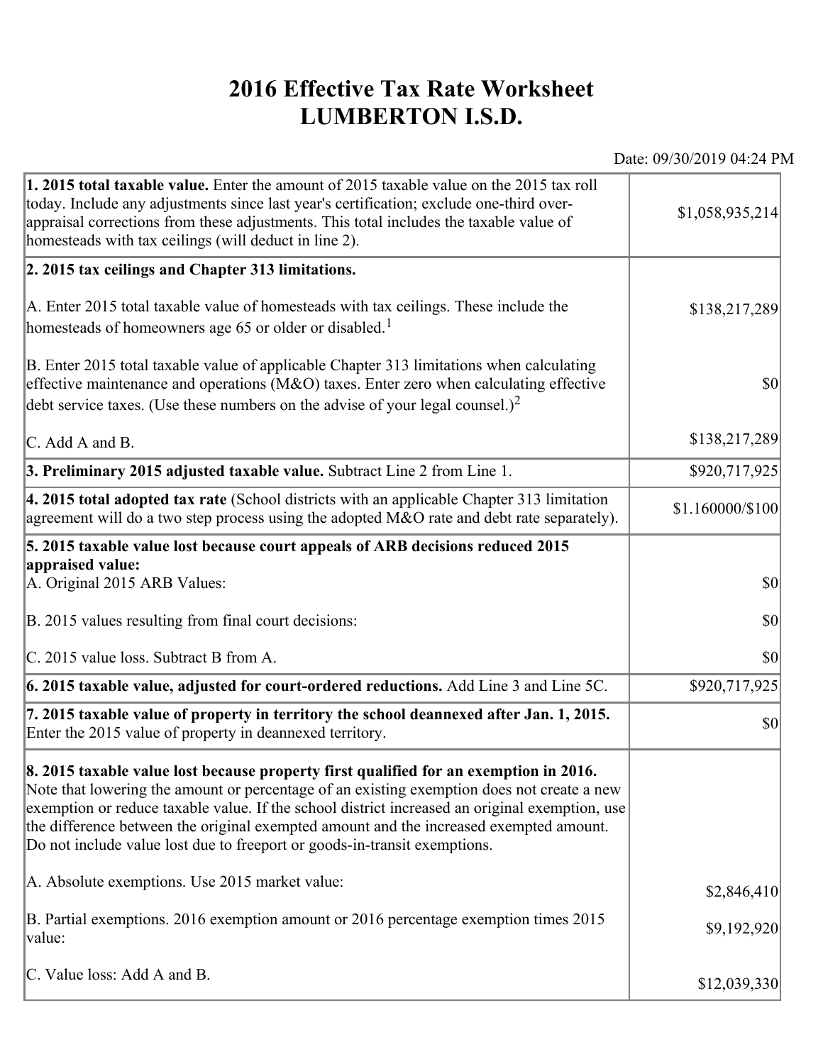# 2016 Effective Tax Rate Worksheet
# LUMBERTON I.S.D.

Date: 09/30/2019 04:24 PM

| | |
|---|---|
| **1. 2015 total taxable value.** Enter the amount of 2015 taxable value on the 2015 tax roll today. Include any adjustments since last year's certification; exclude one-third over-appraisal corrections from these adjustments. This total includes the taxable value of homesteads with tax ceilings (will deduct in line 2). | $1,058,935,214 |
| **2. 2015 tax ceilings and Chapter 313 limitations.** | |
| A. Enter 2015 total taxable value of homesteads with tax ceilings. These include the homesteads of homeowners age 65 or older or disabled.[1] | $138,217,289 |
| B. Enter 2015 total taxable value of applicable Chapter 313 limitations when calculating effective maintenance and operations (M&O) taxes. Enter zero when calculating effective debt service taxes. (Use these numbers on the advise of your legal counsel.)[2] | $0 |
| C. Add A and B. | $138,217,289 |
| **3. Preliminary 2015 adjusted taxable value.** Subtract Line 2 from Line 1. | $920,717,925 |
| **4. 2015 total adopted tax rate** (School districts with an applicable Chapter 313 limitation agreement will do a two step process using the adopted M&O rate and debt rate separately). | $1.160000/$100 |
| **5. 2015 taxable value lost because court appeals of ARB decisions reduced 2015 appraised value:** | |
| A. Original 2015 ARB Values: | $0 |
| B. 2015 values resulting from final court decisions: | $0 |
| C. 2015 value loss. Subtract B from A. | $0 |
| **6. 2015 taxable value, adjusted for court-ordered reductions.** Add Line 3 and Line 5C. | $920,717,925 |
| **7. 2015 taxable value of property in territory the school deannexed after Jan. 1, 2015.** Enter the 2015 value of property in deannexed territory. | $0 |
| **8. 2015 taxable value lost because property first qualified for an exemption in 2016.** Note that lowering the amount or percentage of an existing exemption does not create a new exemption or reduce taxable value. If the school district increased an original exemption, use the difference between the original exempted amount and the increased exempted amount. Do not include value lost due to freeport or goods-in-transit exemptions. | |
| A. Absolute exemptions. Use 2015 market value: | $2,846,410 |
| B. Partial exemptions. 2016 exemption amount or 2016 percentage exemption times 2015 value: | $9,192,920 |
| C. Value loss: Add A and B. | $12,039,330 |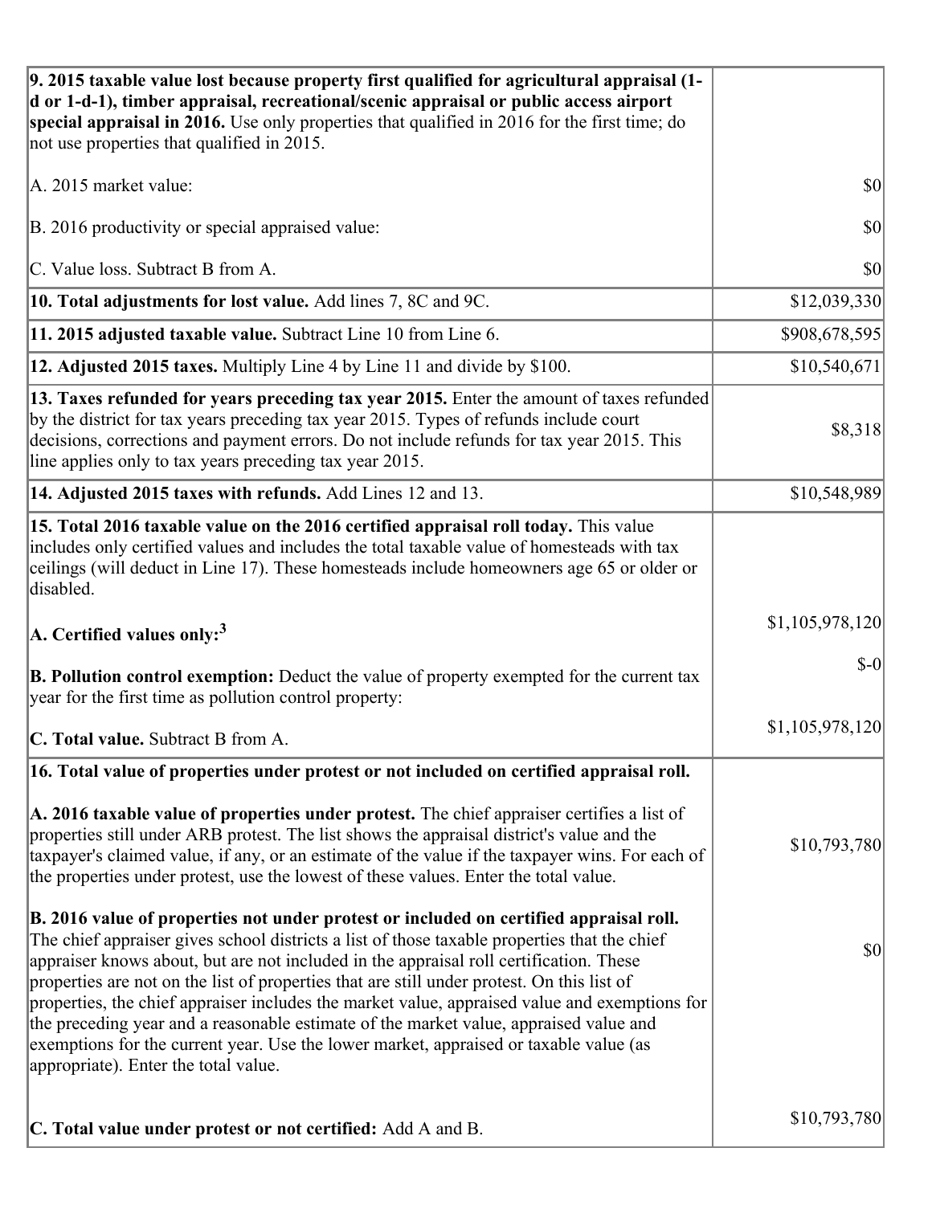| | |
|---|---|
| **9. 2015 taxable value lost because property first qualified for agricultural appraisal (1-d or 1-d-1), timber appraisal, recreational/scenic appraisal or public access airport special appraisal in 2016.** Use only properties that qualified in 2016 for the first time; do not use properties that qualified in 2015.<br><br>A. 2015 market value:<br><br>B. 2016 productivity or special appraised value:<br><br>C. Value loss. Subtract B from A. | <br><br><br><br>$0<br><br>$0<br><br>$0 |
| **10. Total adjustments for lost value.** Add lines 7, 8C and 9C. | $12,039,330 |
| **11. 2015 adjusted taxable value.** Subtract Line 10 from Line 6. | $908,678,595 |
| **12. Adjusted 2015 taxes.** Multiply Line 4 by Line 11 and divide by $100. | $10,540,671 |
| **13. Taxes refunded for years preceding tax year 2015.** Enter the amount of taxes refunded by the district for tax years preceding tax year 2015. Types of refunds include court decisions, corrections and payment errors. Do not include refunds for tax year 2015. This line applies only to tax years preceding tax year 2015. | $8,318 |
| **14. Adjusted 2015 taxes with refunds.** Add Lines 12 and 13. | $10,548,989 |
| **15. Total 2016 taxable value on the 2016 certified appraisal roll today.** This value includes only certified values and includes the total taxable value of homesteads with tax ceilings (will deduct in Line 17). These homesteads include homeowners age 65 or older or disabled.<br><br>**A. Certified values only:**[3]<br><br>**B. Pollution control exemption:** Deduct the value of property exempted for the current tax year for the first time as pollution control property:<br><br>**C. Total value.** Subtract B from A. | <br><br><br><br>$1,105,978,120<br><br>$-0<br><br>$1,105,978,120 |
| **16. Total value of properties under protest or not included on certified appraisal roll.**<br><br>**A. 2016 taxable value of properties under protest.** The chief appraiser certifies a list of properties still under ARB protest. The list shows the appraisal district's value and the taxpayer's claimed value, if any, or an estimate of the value if the taxpayer wins. For each of the properties under protest, use the lowest of these values. Enter the total value.<br><br>**B. 2016 value of properties not under protest or included on certified appraisal roll.** The chief appraiser gives school districts a list of those taxable properties that the chief appraiser knows about, but are not included in the appraisal roll certification. These properties are not on the list of properties that are still under protest. On this list of properties, the chief appraiser includes the market value, appraised value and exemptions for the preceding year and a reasonable estimate of the market value, appraised value and exemptions for the current year. Use the lower market, appraised or taxable value (as appropriate). Enter the total value.<br><br>**C. Total value under protest or not certified:** Add A and B. | <br><br>$10,793,780<br><br>$0<br><br>$10,793,780 |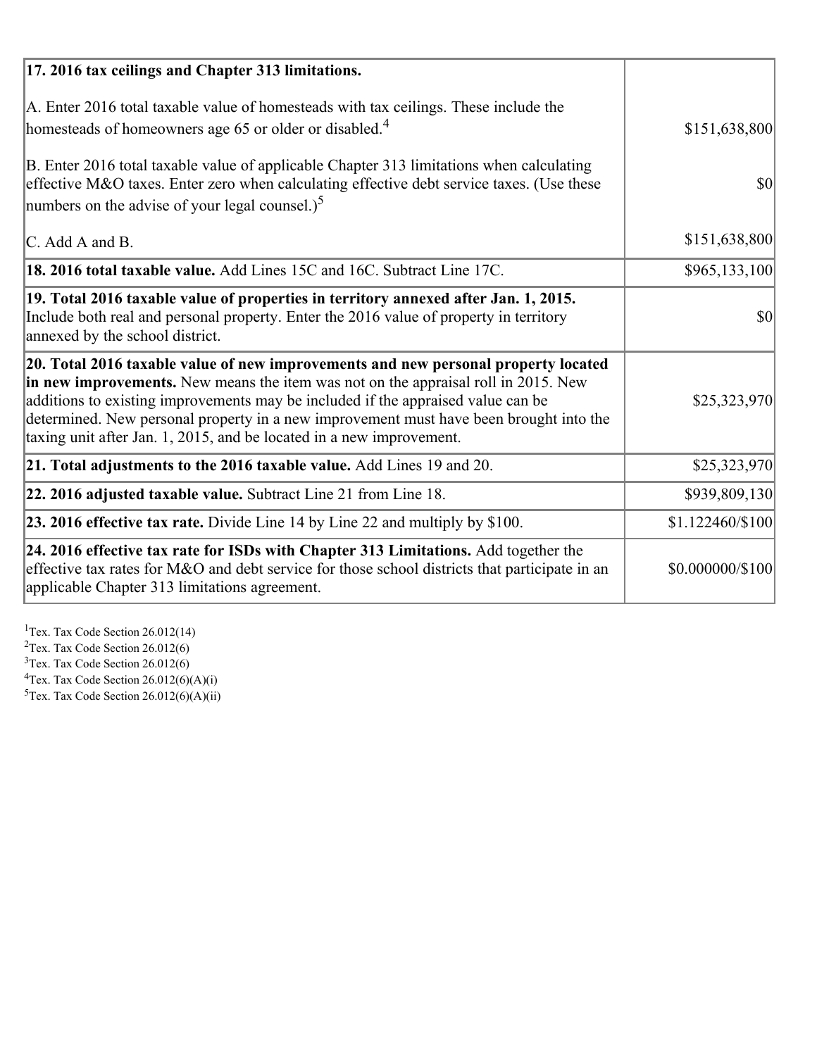| | |
|---|---|
| **17. 2016 tax ceilings and Chapter 313 limitations.** | |
| A. Enter 2016 total taxable value of homesteads with tax ceilings. These include the homesteads of homeowners age 65 or older or disabled.[4] | $151,638,800 |
| B. Enter 2016 total taxable value of applicable Chapter 313 limitations when calculating effective M&O taxes. Enter zero when calculating effective debt service taxes. (Use these numbers on the advise of your legal counsel.)[5] | $0 |
| C. Add A and B. | $151,638,800 |
| **18. 2016 total taxable value.** Add Lines 15C and 16C. Subtract Line 17C. | $965,133,100 |
| **19. Total 2016 taxable value of properties in territory annexed after Jan. 1, 2015.** Include both real and personal property. Enter the 2016 value of property in territory annexed by the school district. | $0 |
| **20. Total 2016 taxable value of new improvements and new personal property located in new improvements.** New means the item was not on the appraisal roll in 2015. New additions to existing improvements may be included if the appraised value can be determined. New personal property in a new improvement must have been brought into the taxing unit after Jan. 1, 2015, and be located in a new improvement. | $25,323,970 |
| **21. Total adjustments to the 2016 taxable value.** Add Lines 19 and 20. | $25,323,970 |
| **22. 2016 adjusted taxable value.** Subtract Line 21 from Line 18. | $939,809,130 |
| **23. 2016 effective tax rate.** Divide Line 14 by Line 22 and multiply by $100. | $1.122460/$100 |
| **24. 2016 effective tax rate for ISDs with Chapter 313 Limitations.** Add together the effective tax rates for M&O and debt service for those school districts that participate in an applicable Chapter 313 limitations agreement. | $0.000000/$100 |

[1] Tex. Tax Code Section 26.012(14)
[2] Tex. Tax Code Section 26.012(6)
[3] Tex. Tax Code Section 26.012(6)
[4] Tex. Tax Code Section 26.012(6)(A)(i)
[5] Tex. Tax Code Section 26.012(6)(A)(ii)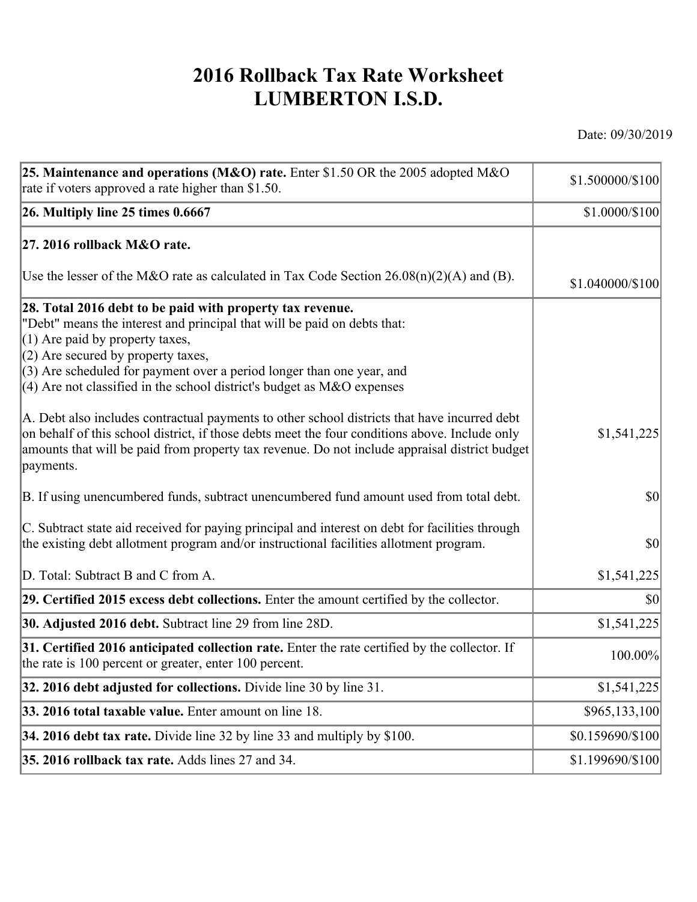# 2016 Rollback Tax Rate Worksheet
# LUMBERTON I.S.D.

Date: 09/30/2019

| | |
|---|---|
| **25. Maintenance and operations (M&O) rate.** Enter $1.50 OR the 2005 adopted M&O rate if voters approved a rate higher than $1.50. | $1.500000/$100 |
| **26. Multiply line 25 times 0.6667** | $1.0000/$100 |
| **27. 2016 rollback M&O rate.**<br><br>Use the lesser of the M&O rate as calculated in Tax Code Section 26.08(n)(2)(A) and (B). | $1.040000/$100 |
| **28. Total 2016 debt to be paid with property tax revenue.**<br>"Debt" means the interest and principal that will be paid on debts that:<br>(1) Are paid by property taxes,<br>(2) Are secured by property taxes,<br>(3) Are scheduled for payment over a period longer than one year, and<br>(4) Are not classified in the school district's budget as M&O expenses<br><br>A. Debt also includes contractual payments to other school districts that have incurred debt on behalf of this school district, if those debts meet the four conditions above. Include only amounts that will be paid from property tax revenue. Do not include appraisal district budget payments. | $1,541,225 |
| B. If using unencumbered funds, subtract unencumbered fund amount used from total debt. | $0 |
| C. Subtract state aid received for paying principal and interest on debt for facilities through the existing debt allotment program and/or instructional facilities allotment program. | $0 |
| D. Total: Subtract B and C from A. | $1,541,225 |
| **29. Certified 2015 excess debt collections.** Enter the amount certified by the collector. | $0 |
| **30. Adjusted 2016 debt.** Subtract line 29 from line 28D. | $1,541,225 |
| **31. Certified 2016 anticipated collection rate.** Enter the rate certified by the collector. If the rate is 100 percent or greater, enter 100 percent. | 100.00% |
| **32. 2016 debt adjusted for collections.** Divide line 30 by line 31. | $1,541,225 |
| **33. 2016 total taxable value.** Enter amount on line 18. | $965,133,100 |
| **34. 2016 debt tax rate.** Divide line 32 by line 33 and multiply by $100. | $0.159690/$100 |
| **35. 2016 rollback tax rate.** Adds lines 27 and 34. | $1.199690/$100 |